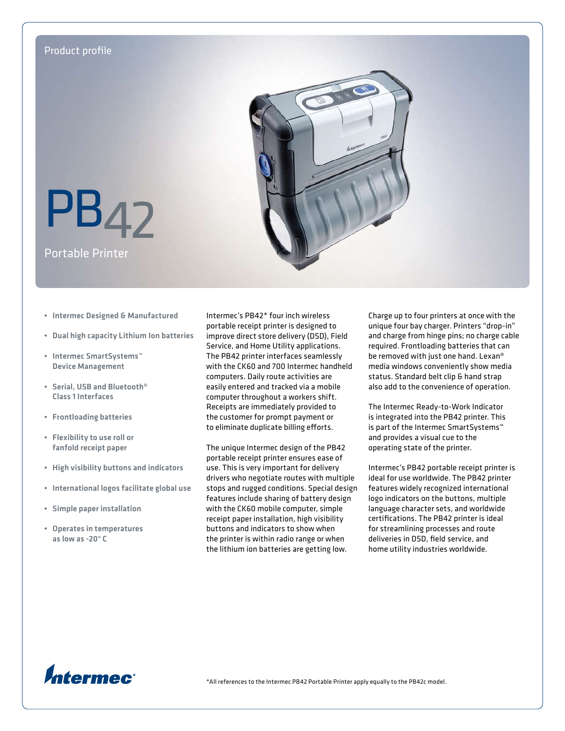Product profile

# PB42

## Portable Printer

- Intermec Designed & Manufactured
- Dual high capacity Lithium Ion batteries
- Intermec SmartSystems™ Device Management
- Serial, USB and Bluetooth® Class 1 Interfaces
- Frontloading batteries
- Flexibility to use roll or fanfold receipt paper
- High visibility buttons and indicators
- International logos facilitate global use
- Simple paper installation
- Operates in temperatures as low as -20° C

Intermec's PB42* four inch wireless portable receipt printer is designed to improve direct store delivery (DSD), Field Service, and Home Utility applications. The PB42 printer interfaces seamlessly with the CK60 and 700 Intermec handheld computers. Daily route activities are easily entered and tracked via a mobile computer throughout a workers shift. Receipts are immediately provided to the customer for prompt payment or to eliminate duplicate billing efforts.

The unique Intermec design of the PB42 portable receipt printer ensures ease of use. This is very important for delivery drivers who negotiate routes with multiple stops and rugged conditions. Special design features include sharing of battery design with the CK60 mobile computer, simple receipt paper installation, high visibility buttons and indicators to show when the printer is within radio range or when the lithium ion batteries are getting low.

Charge up to four printers at once with the unique four bay charger. Printers "drop-in" and charge from hinge pins; no charge cable required. Frontloading batteries that can be removed with just one hand. Lexan® media windows conveniently show media status. Standard belt clip & hand strap also add to the convenience of operation.

The Intermec Ready-to-Work Indicator is integrated into the PB42 printer. This is part of the Intermec SmartSystems™ and provides a visual cue to the operating state of the printer.

Intermec's PB42 portable receipt printer is ideal for use worldwide. The PB42 printer features widely recognized international logo indicators on the buttons, multiple language character sets, and worldwide certifications. The PB42 printer is ideal for streamlining processes and route deliveries in DSD, field service, and home utility industries worldwide.

Intermec

*All references to the Intermec PB42 Portable Printer apply equally to the PB42c model.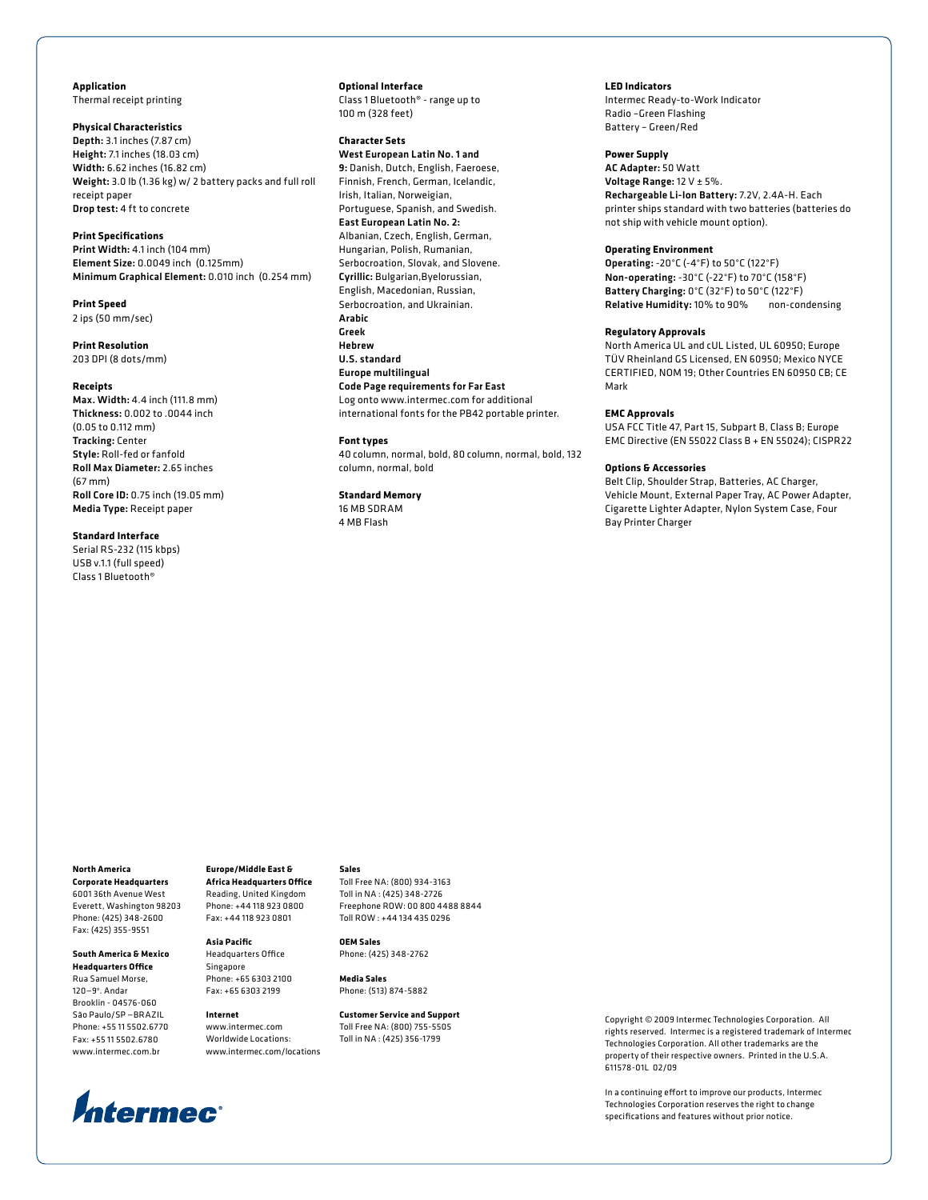**Application**
Thermal receipt printing

**Physical Characteristics**
**Depth:** 3.1 inches (7.87 cm)
**Height:** 7.1 inches (18.03 cm)
**Width:** 6.62 inches (16.82 cm)
**Weight:** 3.0 lb (1.36 kg) w/ 2 battery packs and full roll receipt paper
**Drop test:** 4 ft to concrete

**Print Specifications**
**Print Width:** 4.1 inch (104 mm)
**Element Size:** 0.0049 inch (0.125mm)
**Minimum Graphical Element:** 0.010 inch (0.254 mm)

**Print Speed**
2 ips (50 mm/sec)

**Print Resolution**
203 DPI (8 dots/mm)

**Receipts**
**Max. Width:** 4.4 inch (111.8 mm)
**Thickness:** 0.002 to .0044 inch (0.05 to 0.112 mm)
**Tracking:** Center
**Style:** Roll-fed or fanfold
**Roll Max Diameter:** 2.65 inches (67 mm)
**Roll Core ID:** 0.75 inch (19.05 mm)
**Media Type:** Receipt paper

**Standard Interface**
Serial RS-232 (115 kbps)
USB v.1.1 (full speed)
Class 1 Bluetooth®

**Optional Interface**
Class 1 Bluetooth® - range up to 100 m (328 feet)

**Character Sets**
**West European Latin No. 1 and 9:** Danish, Dutch, English, Faeroese, Finnish, French, German, Icelandic, Irish, Italian, Norweigian, Portuguese, Spanish, and Swedish.
**East European Latin No. 2:** Albanian, Czech, English, German, Hungarian, Polish, Rumanian, Serbocroation, Slovak, and Slovene.
**Cyrillic:** Bulgarian,Byelorussian, English, Macedonian, Russian, Serbocroation, and Ukrainian.
**Arabic**
**Greek**
**Hebrew**
**U.S. standard**
**Europe multilingual**
**Code Page requirements for Far East**
Log onto www.intermec.com for additional international fonts for the PB42 portable printer.

**Font types**
40 column, normal, bold, 80 column, normal, bold, 132 column, normal, bold

**Standard Memory**
16 MB SDRAM
4 MB Flash

**LED Indicators**
Intermec Ready-to-Work Indicator
Radio –Green Flashing
Battery – Green/Red

**Power Supply**
**AC Adapter:** 50 Watt
**Voltage Range:** 12 V ± 5%.
**Rechargeable Li-Ion Battery:** 7.2V, 2.4A-H. Each printer ships standard with two batteries (batteries do not ship with vehicle mount option).

**Operating Environment**
**Operating:** -20°C (-4°F) to 50°C (122°F)
**Non-operating:** -30°C (-22°F) to 70°C (158°F)
**Battery Charging:** 0°C (32°F) to 50°C (122°F)
**Relative Humidity:** 10% to 90% non-condensing

**Regulatory Approvals**
North America UL and cUL Listed, UL 60950; Europe TÜV Rheinland GS Licensed, EN 60950; Mexico NYCE CERTIFIED, NOM 19; Other Countries EN 60950 CB; CE Mark

**EMC Approvals**
USA FCC Title 47, Part 15, Subpart B, Class B; Europe EMC Directive (EN 55022 Class B + EN 55024); CISPR22

**Options & Accessories**
Belt Clip, Shoulder Strap, Batteries, AC Charger, Vehicle Mount, External Paper Tray, AC Power Adapter, Cigarette Lighter Adapter, Nylon System Case, Four Bay Printer Charger

**North America**
**Corporate Headquarters**
6001 36th Avenue West
Everett, Washington 98203
Phone: (425) 348-2600
Fax: (425) 355-9551

**South America & Mexico**
**Headquarters Office**
Rua Samuel Morse,
120—9°. Andar
Brooklin - 04576-060
São Paulo/SP —BRAZIL
Phone: +55 11 5502.6770
Fax: +55 11 5502.6780
www.intermec.com.br

**Europe/Middle East &**
**Africa Headquarters Office**
Reading, United Kingdom
Phone: +44 118 923 0800
Fax: +44 118 923 0801

**Asia Pacific**
Headquarters Office
Singapore
Phone: +65 6303 2100
Fax: +65 6303 2199

**Internet**
www.intermec.com
Worldwide Locations:
www.intermec.com/locations

**Sales**
Toll Free NA: (800) 934-3163
Toll in NA : (425) 348-2726
Freephone ROW: 00 800 4488 8844
Toll ROW : +44 134 435 0296

**OEM Sales**
Phone: (425) 348-2762

**Media Sales**
Phone: (513) 874-5882

**Customer Service and Support**
Toll Free NA: (800) 755-5505
Toll in NA : (425) 356-1799

Copyright © 2009 Intermec Technologies Corporation. All rights reserved. Intermec is a registered trademark of Intermec Technologies Corporation. All other trademarks are the property of their respective owners. Printed in the U.S.A. 611578-01L 02/09

In a continuing effort to improve our products, Intermec Technologies Corporation reserves the right to change specifications and features without prior notice.

Intermec®